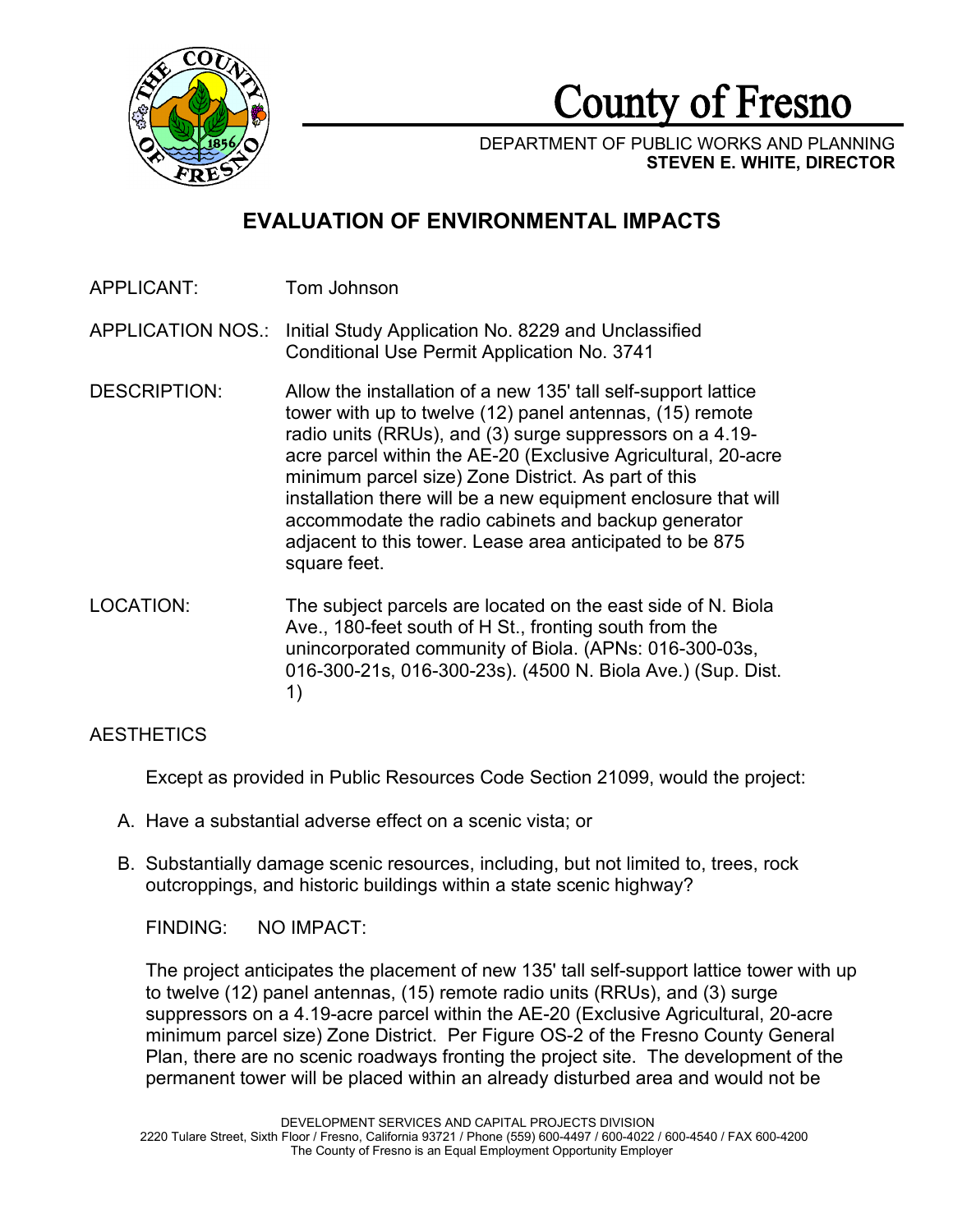# County of Fresno

DEPARTMENT OF PUBLIC WORKS AND PLANNING
**STEVEN E. WHITE, DIRECTOR**

## EVALUATION OF ENVIRONMENTAL IMPACTS

APPLICANT: Tom Johnson

APPLICATION NOS.: Initial Study Application No. 8229 and Unclassified Conditional Use Permit Application No. 3741

DESCRIPTION: Allow the installation of a new 135' tall self-support lattice tower with up to twelve (12) panel antennas, (15) remote radio units (RRUs), and (3) surge suppressors on a 4.19-acre parcel within the AE-20 (Exclusive Agricultural, 20-acre minimum parcel size) Zone District. As part of this installation there will be a new equipment enclosure that will accommodate the radio cabinets and backup generator adjacent to this tower. Lease area anticipated to be 875 square feet.

LOCATION: The subject parcels are located on the east side of N. Biola Ave., 180-feet south of H St., fronting south from the unincorporated community of Biola. (APNs: 016-300-03s, 016-300-21s, 016-300-23s). (4500 N. Biola Ave.) (Sup. Dist. 1)

### AESTHETICS

Except as provided in Public Resources Code Section 21099, would the project:

A. Have a substantial adverse effect on a scenic vista; or

B. Substantially damage scenic resources, including, but not limited to, trees, rock outcroppings, and historic buildings within a state scenic highway?

FINDING: NO IMPACT:

The project anticipates the placement of new 135' tall self-support lattice tower with up to twelve (12) panel antennas, (15) remote radio units (RRUs), and (3) surge suppressors on a 4.19-acre parcel within the AE-20 (Exclusive Agricultural, 20-acre minimum parcel size) Zone District. Per Figure OS-2 of the Fresno County General Plan, there are no scenic roadways fronting the project site. The development of the permanent tower will be placed within an already disturbed area and would not be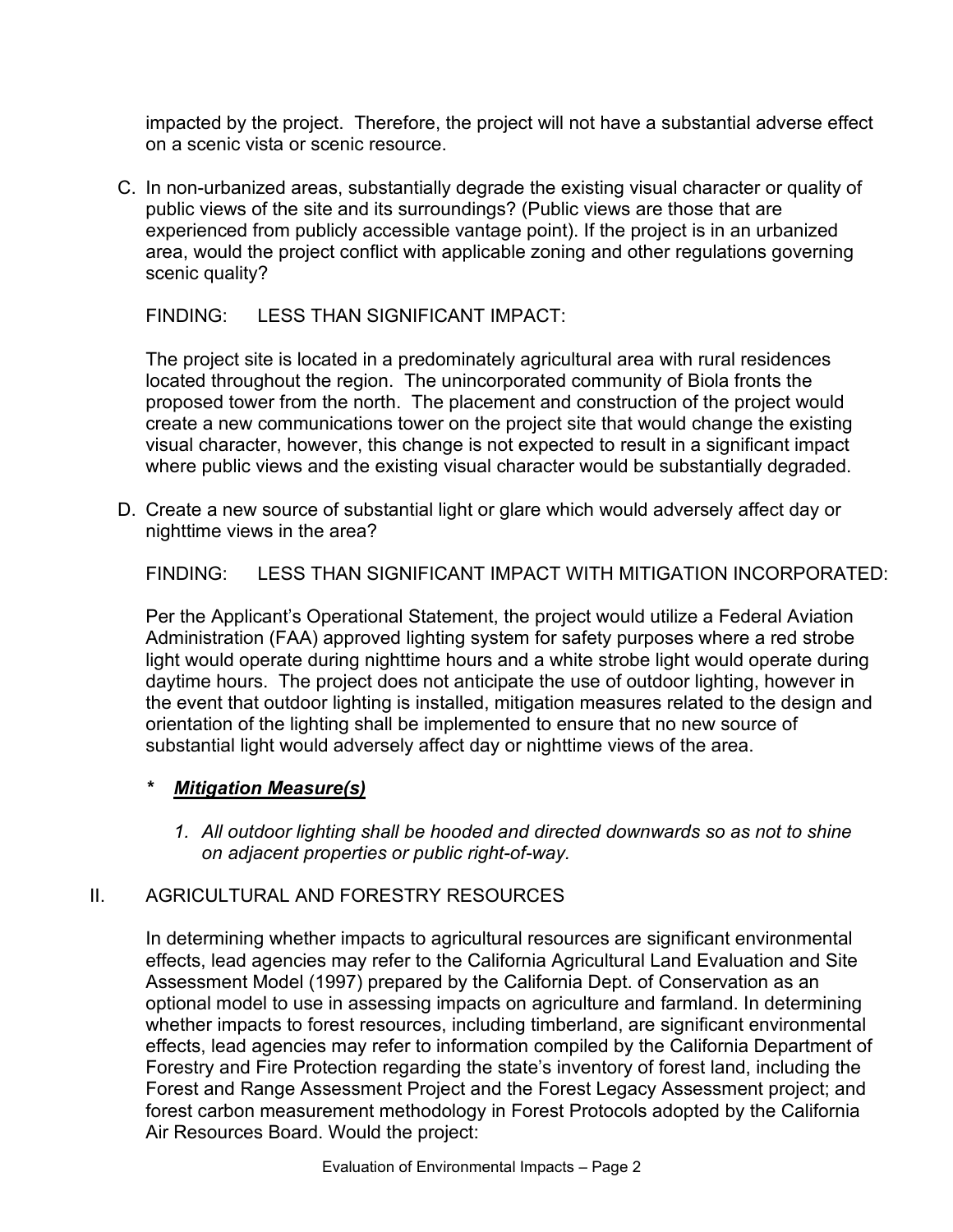impacted by the project. Therefore, the project will not have a substantial adverse effect on a scenic vista or scenic resource.

C. In non-urbanized areas, substantially degrade the existing visual character or quality of public views of the site and its surroundings? (Public views are those that are experienced from publicly accessible vantage point). If the project is in an urbanized area, would the project conflict with applicable zoning and other regulations governing scenic quality?

FINDING: LESS THAN SIGNIFICANT IMPACT:

The project site is located in a predominately agricultural area with rural residences located throughout the region. The unincorporated community of Biola fronts the proposed tower from the north. The placement and construction of the project would create a new communications tower on the project site that would change the existing visual character, however, this change is not expected to result in a significant impact where public views and the existing visual character would be substantially degraded.

D. Create a new source of substantial light or glare which would adversely affect day or nighttime views in the area?

FINDING: LESS THAN SIGNIFICANT IMPACT WITH MITIGATION INCORPORATED:

Per the Applicant's Operational Statement, the project would utilize a Federal Aviation Administration (FAA) approved lighting system for safety purposes where a red strobe light would operate during nighttime hours and a white strobe light would operate during daytime hours. The project does not anticipate the use of outdoor lighting, however in the event that outdoor lighting is installed, mitigation measures related to the design and orientation of the lighting shall be implemented to ensure that no new source of substantial light would adversely affect day or nighttime views of the area.

***\* Mitigation Measure(s)***

1. *All outdoor lighting shall be hooded and directed downwards so as not to shine on adjacent properties or public right-of-way.*

## II. AGRICULTURAL AND FORESTRY RESOURCES

In determining whether impacts to agricultural resources are significant environmental effects, lead agencies may refer to the California Agricultural Land Evaluation and Site Assessment Model (1997) prepared by the California Dept. of Conservation as an optional model to use in assessing impacts on agriculture and farmland. In determining whether impacts to forest resources, including timberland, are significant environmental effects, lead agencies may refer to information compiled by the California Department of Forestry and Fire Protection regarding the state's inventory of forest land, including the Forest and Range Assessment Project and the Forest Legacy Assessment project; and forest carbon measurement methodology in Forest Protocols adopted by the California Air Resources Board. Would the project: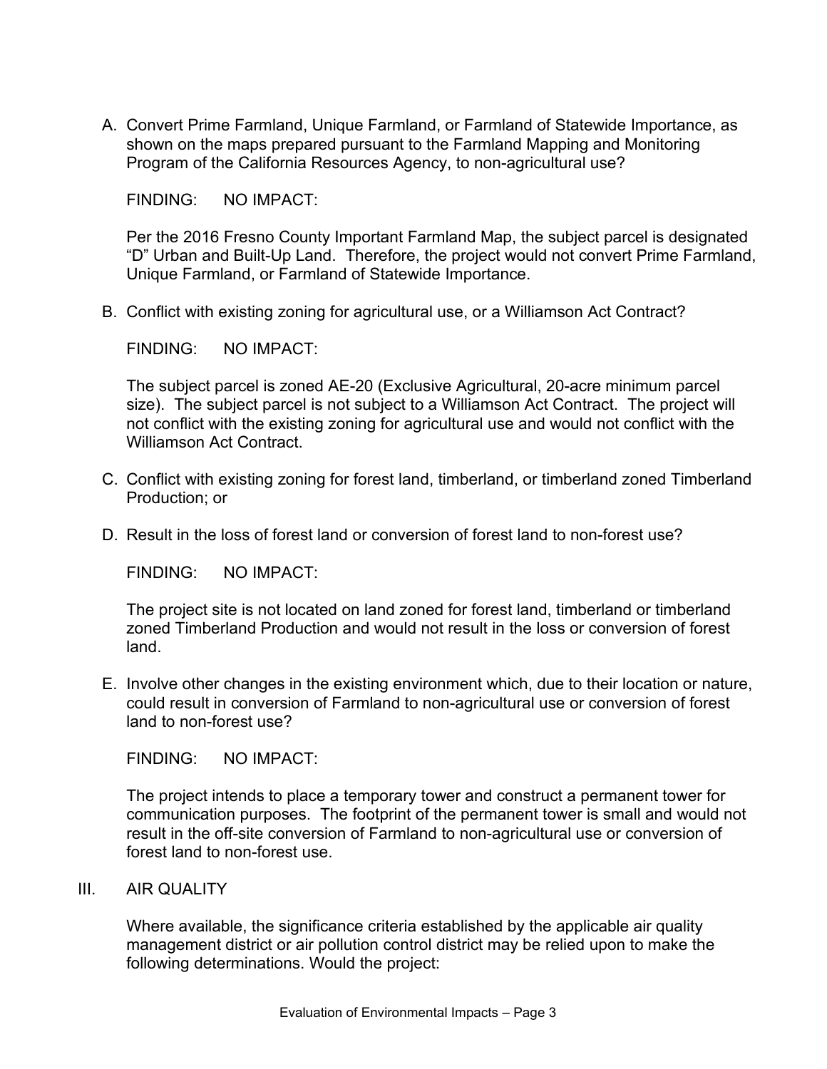A. Convert Prime Farmland, Unique Farmland, or Farmland of Statewide Importance, as shown on the maps prepared pursuant to the Farmland Mapping and Monitoring Program of the California Resources Agency, to non-agricultural use?

FINDING: NO IMPACT:

Per the 2016 Fresno County Important Farmland Map, the subject parcel is designated "D" Urban and Built-Up Land. Therefore, the project would not convert Prime Farmland, Unique Farmland, or Farmland of Statewide Importance.

B. Conflict with existing zoning for agricultural use, or a Williamson Act Contract?

FINDING: NO IMPACT:

The subject parcel is zoned AE-20 (Exclusive Agricultural, 20-acre minimum parcel size). The subject parcel is not subject to a Williamson Act Contract. The project will not conflict with the existing zoning for agricultural use and would not conflict with the Williamson Act Contract.

C. Conflict with existing zoning for forest land, timberland, or timberland zoned Timberland Production; or

D. Result in the loss of forest land or conversion of forest land to non-forest use?

FINDING: NO IMPACT:

The project site is not located on land zoned for forest land, timberland or timberland zoned Timberland Production and would not result in the loss or conversion of forest land.

E. Involve other changes in the existing environment which, due to their location or nature, could result in conversion of Farmland to non-agricultural use or conversion of forest land to non-forest use?

FINDING: NO IMPACT:

The project intends to place a temporary tower and construct a permanent tower for communication purposes. The footprint of the permanent tower is small and would not result in the off-site conversion of Farmland to non-agricultural use or conversion of forest land to non-forest use.

## III. AIR QUALITY

Where available, the significance criteria established by the applicable air quality management district or air pollution control district may be relied upon to make the following determinations. Would the project: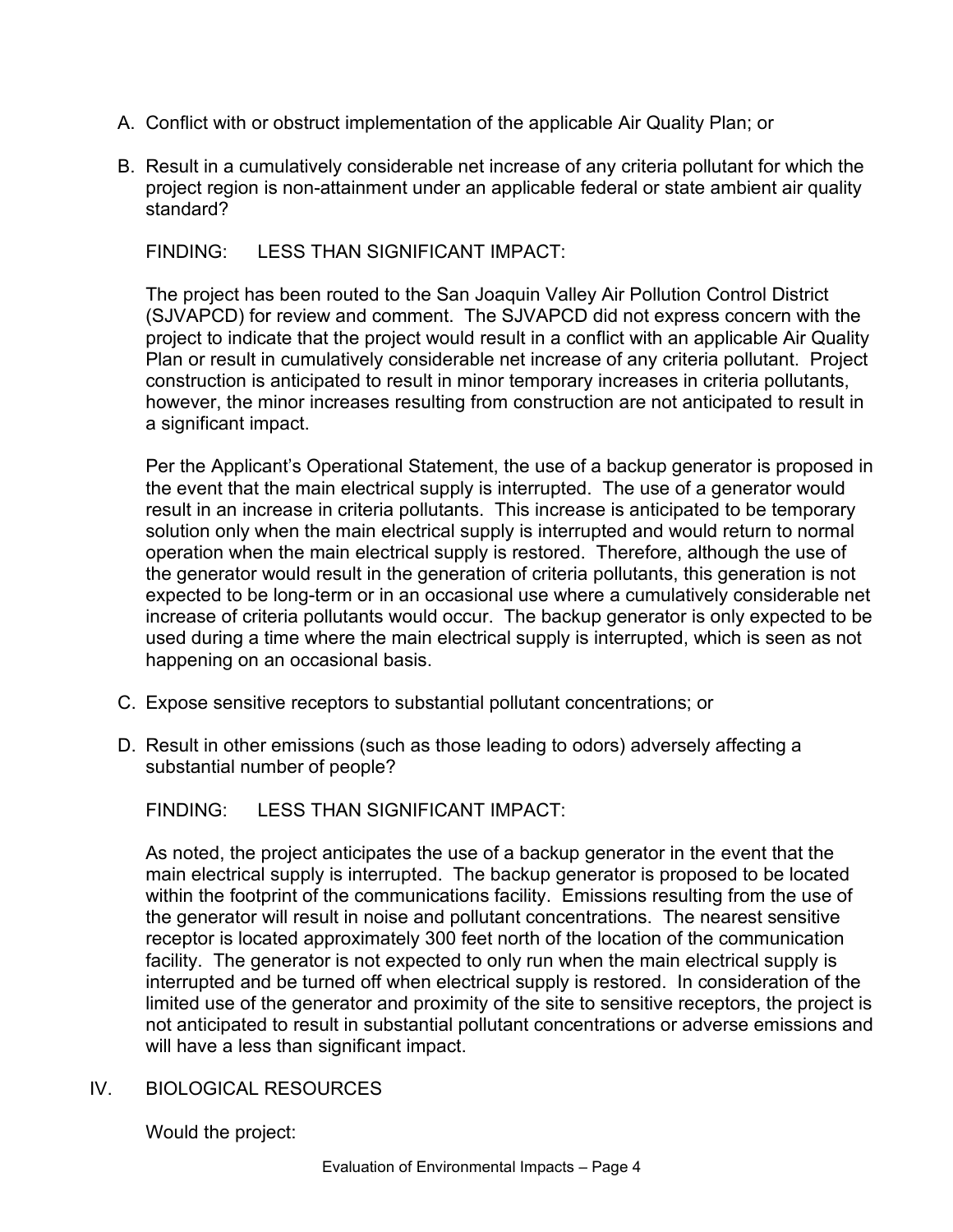A. Conflict with or obstruct implementation of the applicable Air Quality Plan; or

B. Result in a cumulatively considerable net increase of any criteria pollutant for which the project region is non-attainment under an applicable federal or state ambient air quality standard?

FINDING: LESS THAN SIGNIFICANT IMPACT:

The project has been routed to the San Joaquin Valley Air Pollution Control District (SJVAPCD) for review and comment. The SJVAPCD did not express concern with the project to indicate that the project would result in a conflict with an applicable Air Quality Plan or result in cumulatively considerable net increase of any criteria pollutant. Project construction is anticipated to result in minor temporary increases in criteria pollutants, however, the minor increases resulting from construction are not anticipated to result in a significant impact.

Per the Applicant's Operational Statement, the use of a backup generator is proposed in the event that the main electrical supply is interrupted. The use of a generator would result in an increase in criteria pollutants. This increase is anticipated to be temporary solution only when the main electrical supply is interrupted and would return to normal operation when the main electrical supply is restored. Therefore, although the use of the generator would result in the generation of criteria pollutants, this generation is not expected to be long-term or in an occasional use where a cumulatively considerable net increase of criteria pollutants would occur. The backup generator is only expected to be used during a time where the main electrical supply is interrupted, which is seen as not happening on an occasional basis.

C. Expose sensitive receptors to substantial pollutant concentrations; or

D. Result in other emissions (such as those leading to odors) adversely affecting a substantial number of people?

FINDING: LESS THAN SIGNIFICANT IMPACT:

As noted, the project anticipates the use of a backup generator in the event that the main electrical supply is interrupted. The backup generator is proposed to be located within the footprint of the communications facility. Emissions resulting from the use of the generator will result in noise and pollutant concentrations. The nearest sensitive receptor is located approximately 300 feet north of the location of the communication facility. The generator is not expected to only run when the main electrical supply is interrupted and be turned off when electrical supply is restored. In consideration of the limited use of the generator and proximity of the site to sensitive receptors, the project is not anticipated to result in substantial pollutant concentrations or adverse emissions and will have a less than significant impact.

## IV. BIOLOGICAL RESOURCES

Would the project: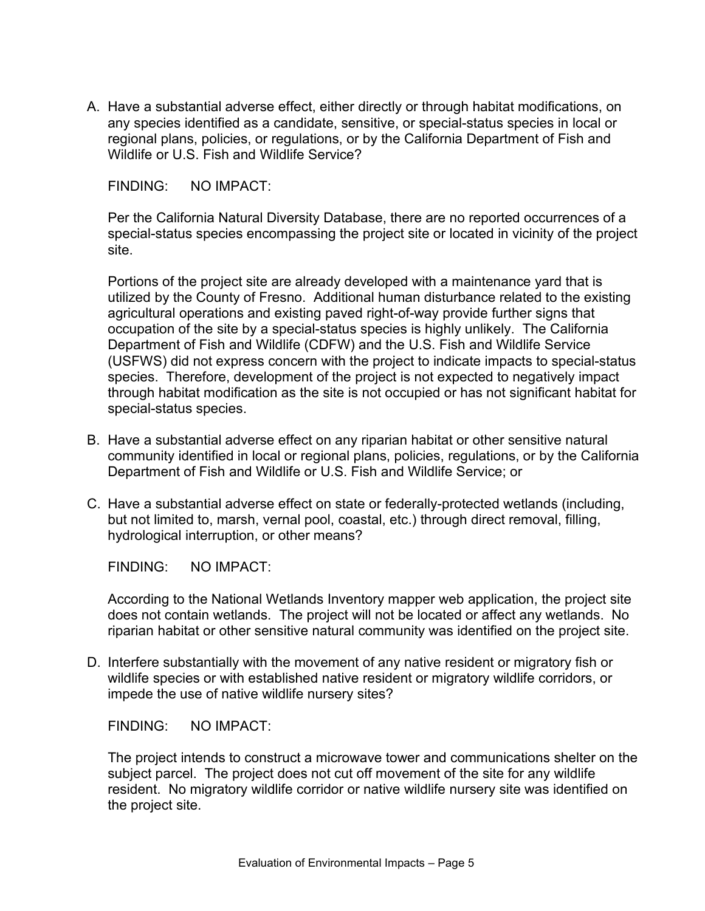A. Have a substantial adverse effect, either directly or through habitat modifications, on any species identified as a candidate, sensitive, or special-status species in local or regional plans, policies, or regulations, or by the California Department of Fish and Wildlife or U.S. Fish and Wildlife Service?

   FINDING: NO IMPACT:

   Per the California Natural Diversity Database, there are no reported occurrences of a special-status species encompassing the project site or located in vicinity of the project site.

   Portions of the project site are already developed with a maintenance yard that is utilized by the County of Fresno. Additional human disturbance related to the existing agricultural operations and existing paved right-of-way provide further signs that occupation of the site by a special-status species is highly unlikely. The California Department of Fish and Wildlife (CDFW) and the U.S. Fish and Wildlife Service (USFWS) did not express concern with the project to indicate impacts to special-status species. Therefore, development of the project is not expected to negatively impact through habitat modification as the site is not occupied or has not significant habitat for special-status species.

B. Have a substantial adverse effect on any riparian habitat or other sensitive natural community identified in local or regional plans, policies, regulations, or by the California Department of Fish and Wildlife or U.S. Fish and Wildlife Service; or

C. Have a substantial adverse effect on state or federally-protected wetlands (including, but not limited to, marsh, vernal pool, coastal, etc.) through direct removal, filling, hydrological interruption, or other means?

   FINDING: NO IMPACT:

   According to the National Wetlands Inventory mapper web application, the project site does not contain wetlands. The project will not be located or affect any wetlands. No riparian habitat or other sensitive natural community was identified on the project site.

D. Interfere substantially with the movement of any native resident or migratory fish or wildlife species or with established native resident or migratory wildlife corridors, or impede the use of native wildlife nursery sites?

   FINDING: NO IMPACT:

   The project intends to construct a microwave tower and communications shelter on the subject parcel. The project does not cut off movement of the site for any wildlife resident. No migratory wildlife corridor or native wildlife nursery site was identified on the project site.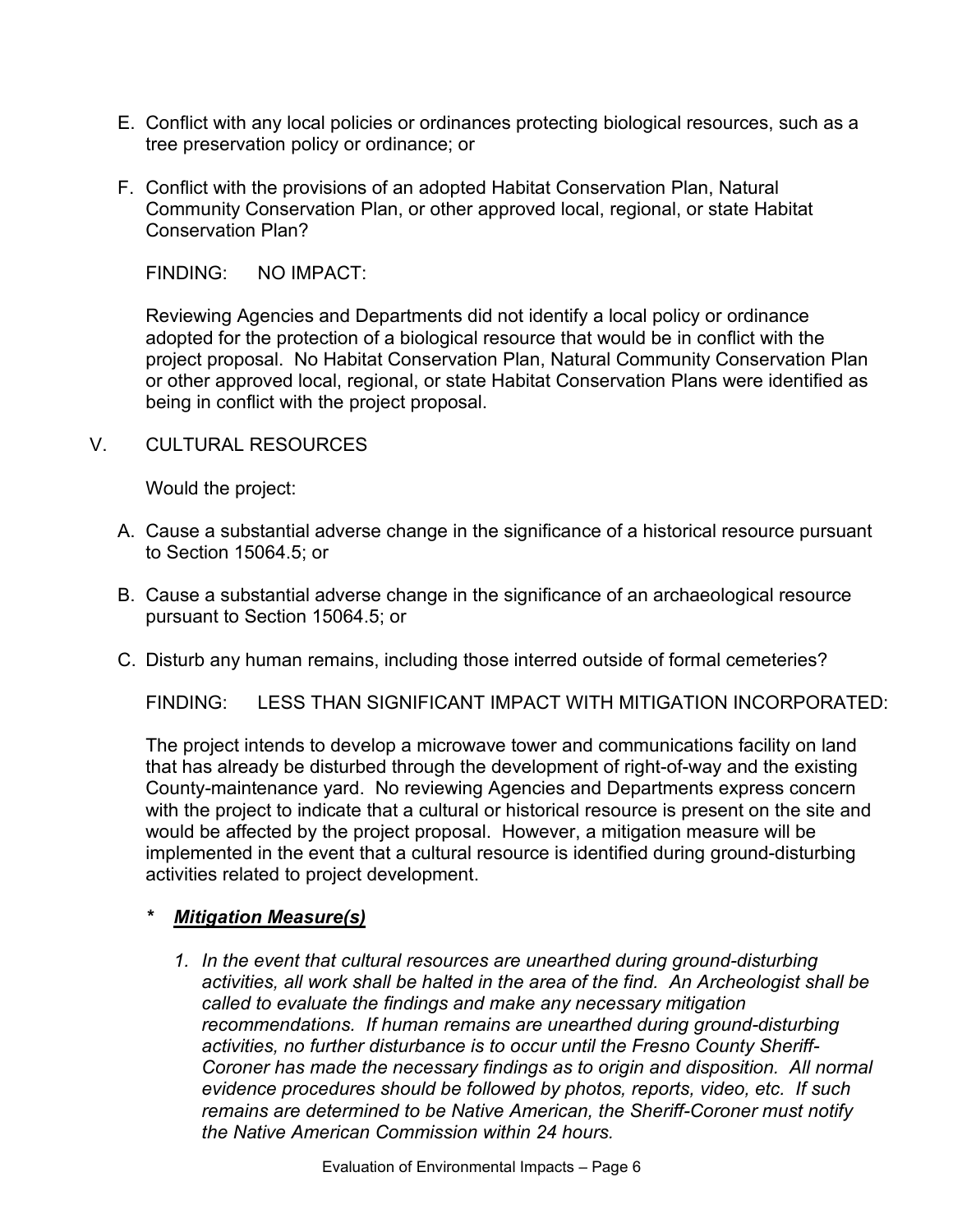E. Conflict with any local policies or ordinances protecting biological resources, such as a tree preservation policy or ordinance; or

F. Conflict with the provisions of an adopted Habitat Conservation Plan, Natural Community Conservation Plan, or other approved local, regional, or state Habitat Conservation Plan?

FINDING: NO IMPACT:

Reviewing Agencies and Departments did not identify a local policy or ordinance adopted for the protection of a biological resource that would be in conflict with the project proposal. No Habitat Conservation Plan, Natural Community Conservation Plan or other approved local, regional, or state Habitat Conservation Plans were identified as being in conflict with the project proposal.

V. CULTURAL RESOURCES

Would the project:

A. Cause a substantial adverse change in the significance of a historical resource pursuant to Section 15064.5; or

B. Cause a substantial adverse change in the significance of an archaeological resource pursuant to Section 15064.5; or

C. Disturb any human remains, including those interred outside of formal cemeteries?

FINDING: LESS THAN SIGNIFICANT IMPACT WITH MITIGATION INCORPORATED:

The project intends to develop a microwave tower and communications facility on land that has already be disturbed through the development of right-of-way and the existing County-maintenance yard. No reviewing Agencies and Departments express concern with the project to indicate that a cultural or historical resource is present on the site and would be affected by the project proposal. However, a mitigation measure will be implemented in the event that a cultural resource is identified during ground-disturbing activities related to project development.

*\* **Mitigation Measure(s)***

1. *In the event that cultural resources are unearthed during ground-disturbing activities, all work shall be halted in the area of the find. An Archeologist shall be called to evaluate the findings and make any necessary mitigation recommendations. If human remains are unearthed during ground-disturbing activities, no further disturbance is to occur until the Fresno County Sheriff-Coroner has made the necessary findings as to origin and disposition. All normal evidence procedures should be followed by photos, reports, video, etc. If such remains are determined to be Native American, the Sheriff-Coroner must notify the Native American Commission within 24 hours.*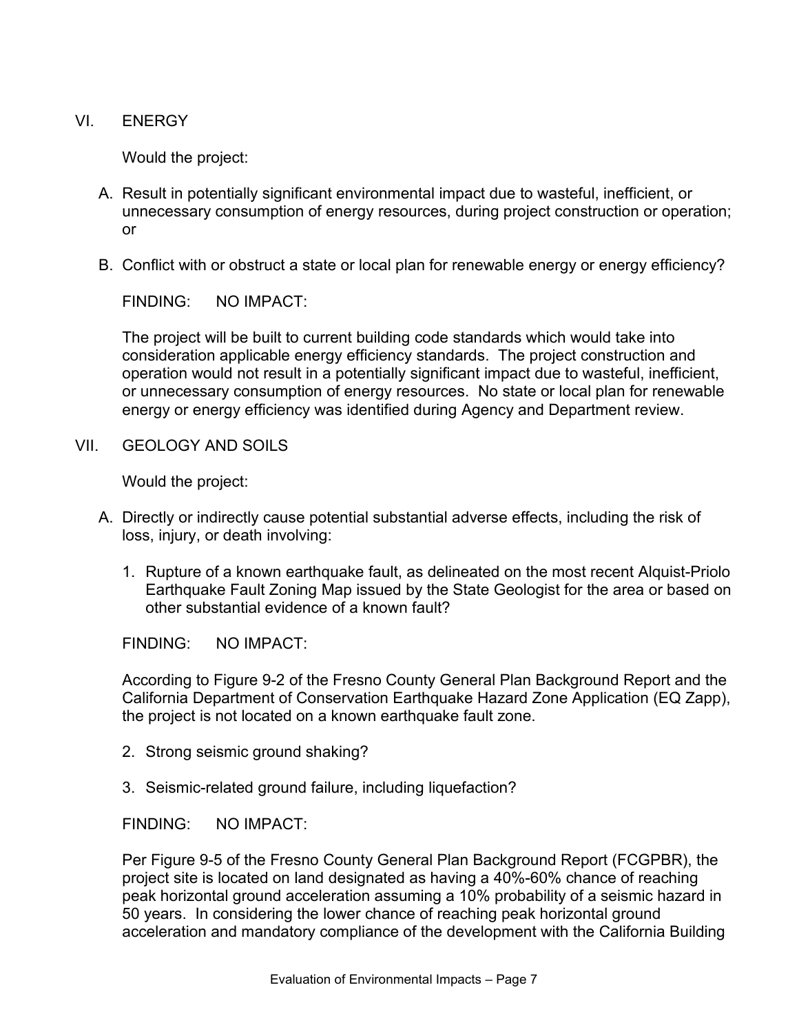## VI. ENERGY

Would the project:

A. Result in potentially significant environmental impact due to wasteful, inefficient, or unnecessary consumption of energy resources, during project construction or operation; or

B. Conflict with or obstruct a state or local plan for renewable energy or energy efficiency?

FINDING: NO IMPACT:

The project will be built to current building code standards which would take into consideration applicable energy efficiency standards. The project construction and operation would not result in a potentially significant impact due to wasteful, inefficient, or unnecessary consumption of energy resources. No state or local plan for renewable energy or energy efficiency was identified during Agency and Department review.

## VII. GEOLOGY AND SOILS

Would the project:

A. Directly or indirectly cause potential substantial adverse effects, including the risk of loss, injury, or death involving:

1. Rupture of a known earthquake fault, as delineated on the most recent Alquist-Priolo Earthquake Fault Zoning Map issued by the State Geologist for the area or based on other substantial evidence of a known fault?

FINDING: NO IMPACT:

According to Figure 9-2 of the Fresno County General Plan Background Report and the California Department of Conservation Earthquake Hazard Zone Application (EQ Zapp), the project is not located on a known earthquake fault zone.

2. Strong seismic ground shaking?

3. Seismic-related ground failure, including liquefaction?

FINDING: NO IMPACT:

Per Figure 9-5 of the Fresno County General Plan Background Report (FCGPBR), the project site is located on land designated as having a 40%-60% chance of reaching peak horizontal ground acceleration assuming a 10% probability of a seismic hazard in 50 years. In considering the lower chance of reaching peak horizontal ground acceleration and mandatory compliance of the development with the California Building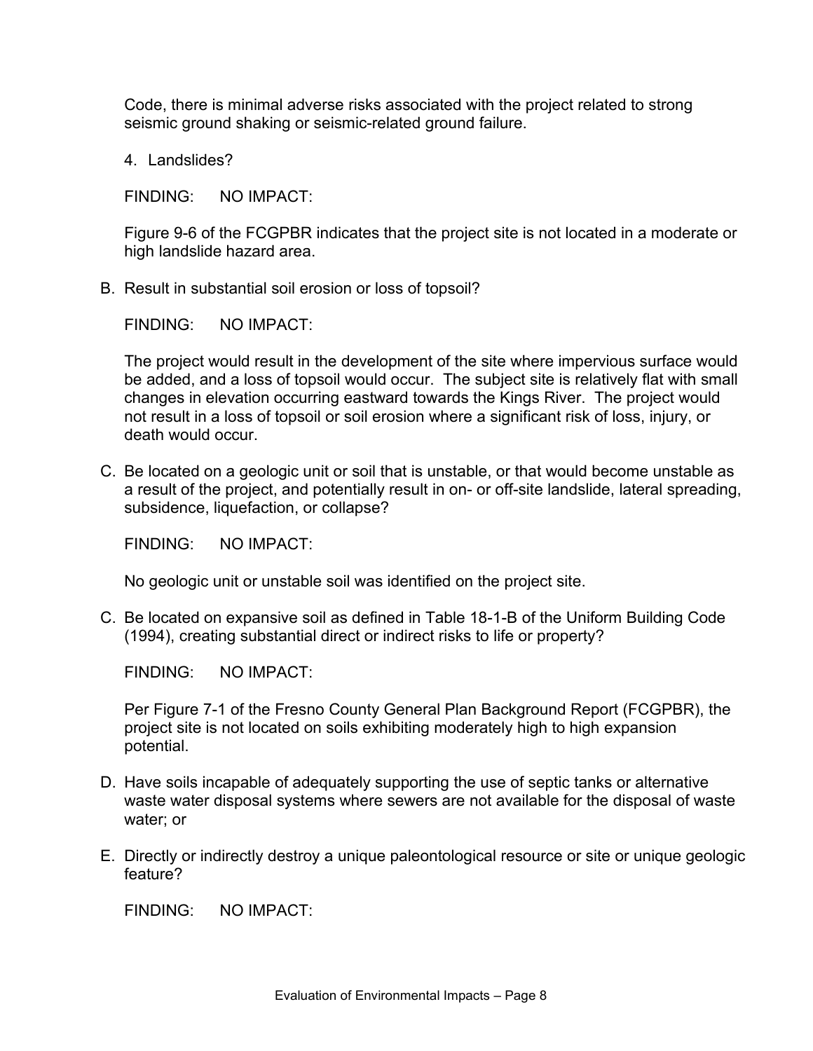Code, there is minimal adverse risks associated with the project related to strong seismic ground shaking or seismic-related ground failure.

4. Landslides?

FINDING: NO IMPACT:

Figure 9-6 of the FCGPBR indicates that the project site is not located in a moderate or high landslide hazard area.

B. Result in substantial soil erosion or loss of topsoil?

FINDING: NO IMPACT:

The project would result in the development of the site where impervious surface would be added, and a loss of topsoil would occur. The subject site is relatively flat with small changes in elevation occurring eastward towards the Kings River. The project would not result in a loss of topsoil or soil erosion where a significant risk of loss, injury, or death would occur.

C. Be located on a geologic unit or soil that is unstable, or that would become unstable as a result of the project, and potentially result in on- or off-site landslide, lateral spreading, subsidence, liquefaction, or collapse?

FINDING: NO IMPACT:

No geologic unit or unstable soil was identified on the project site.

C. Be located on expansive soil as defined in Table 18-1-B of the Uniform Building Code (1994), creating substantial direct or indirect risks to life or property?

FINDING: NO IMPACT:

Per Figure 7-1 of the Fresno County General Plan Background Report (FCGPBR), the project site is not located on soils exhibiting moderately high to high expansion potential.

D. Have soils incapable of adequately supporting the use of septic tanks or alternative waste water disposal systems where sewers are not available for the disposal of waste water; or

E. Directly or indirectly destroy a unique paleontological resource or site or unique geologic feature?

FINDING: NO IMPACT: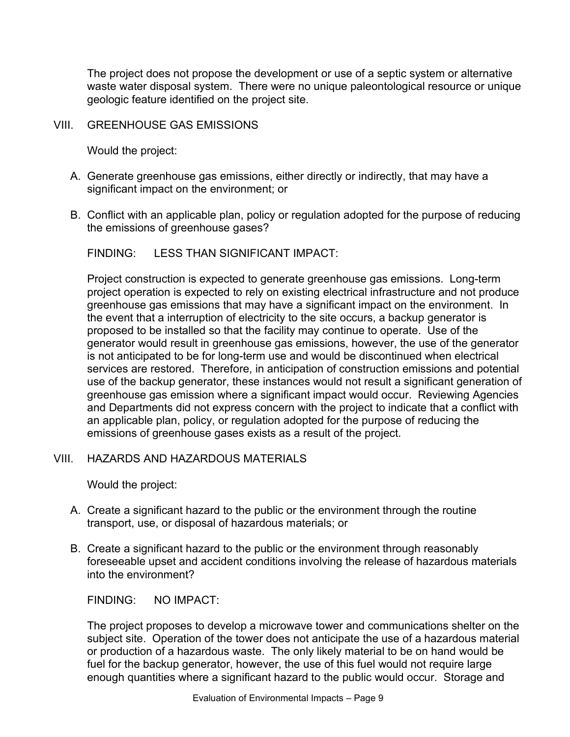The project does not propose the development or use of a septic system or alternative waste water disposal system. There were no unique paleontological resource or unique geologic feature identified on the project site.

## VIII. GREENHOUSE GAS EMISSIONS

Would the project:

A. Generate greenhouse gas emissions, either directly or indirectly, that may have a significant impact on the environment; or

B. Conflict with an applicable plan, policy or regulation adopted for the purpose of reducing the emissions of greenhouse gases?

FINDING: LESS THAN SIGNIFICANT IMPACT:

Project construction is expected to generate greenhouse gas emissions. Long-term project operation is expected to rely on existing electrical infrastructure and not produce greenhouse gas emissions that may have a significant impact on the environment. In the event that a interruption of electricity to the site occurs, a backup generator is proposed to be installed so that the facility may continue to operate. Use of the generator would result in greenhouse gas emissions, however, the use of the generator is not anticipated to be for long-term use and would be discontinued when electrical services are restored. Therefore, in anticipation of construction emissions and potential use of the backup generator, these instances would not result a significant generation of greenhouse gas emission where a significant impact would occur. Reviewing Agencies and Departments did not express concern with the project to indicate that a conflict with an applicable plan, policy, or regulation adopted for the purpose of reducing the emissions of greenhouse gases exists as a result of the project.

## VIII. HAZARDS AND HAZARDOUS MATERIALS

Would the project:

A. Create a significant hazard to the public or the environment through the routine transport, use, or disposal of hazardous materials; or

B. Create a significant hazard to the public or the environment through reasonably foreseeable upset and accident conditions involving the release of hazardous materials into the environment?

FINDING: NO IMPACT:

The project proposes to develop a microwave tower and communications shelter on the subject site. Operation of the tower does not anticipate the use of a hazardous material or production of a hazardous waste. The only likely material to be on hand would be fuel for the backup generator, however, the use of this fuel would not require large enough quantities where a significant hazard to the public would occur. Storage and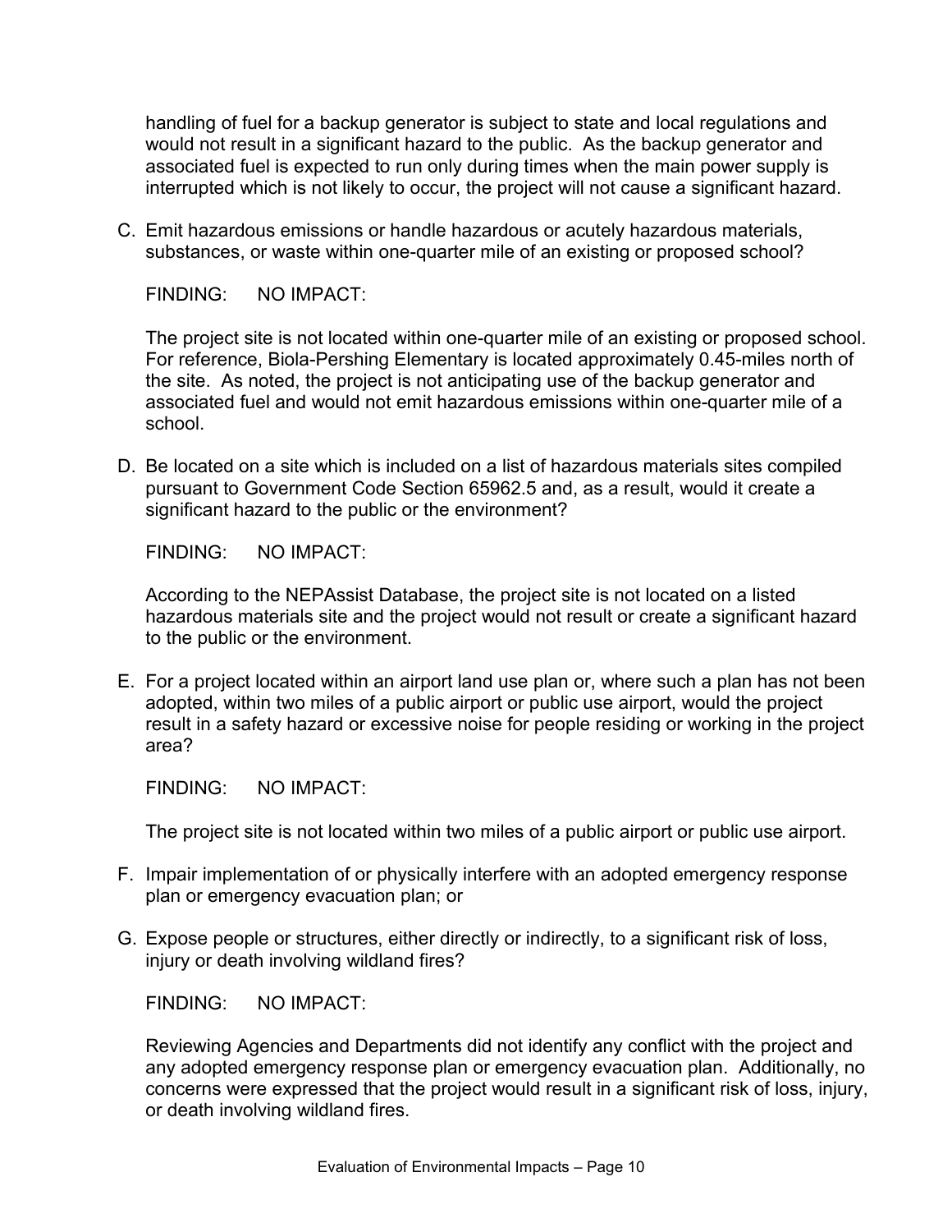handling of fuel for a backup generator is subject to state and local regulations and would not result in a significant hazard to the public. As the backup generator and associated fuel is expected to run only during times when the main power supply is interrupted which is not likely to occur, the project will not cause a significant hazard.

C. Emit hazardous emissions or handle hazardous or acutely hazardous materials, substances, or waste within one-quarter mile of an existing or proposed school?

FINDING: NO IMPACT:

The project site is not located within one-quarter mile of an existing or proposed school. For reference, Biola-Pershing Elementary is located approximately 0.45-miles north of the site. As noted, the project is not anticipating use of the backup generator and associated fuel and would not emit hazardous emissions within one-quarter mile of a school.

D. Be located on a site which is included on a list of hazardous materials sites compiled pursuant to Government Code Section 65962.5 and, as a result, would it create a significant hazard to the public or the environment?

FINDING: NO IMPACT:

According to the NEPAssist Database, the project site is not located on a listed hazardous materials site and the project would not result or create a significant hazard to the public or the environment.

E. For a project located within an airport land use plan or, where such a plan has not been adopted, within two miles of a public airport or public use airport, would the project result in a safety hazard or excessive noise for people residing or working in the project area?

FINDING: NO IMPACT:

The project site is not located within two miles of a public airport or public use airport.

F. Impair implementation of or physically interfere with an adopted emergency response plan or emergency evacuation plan; or

G. Expose people or structures, either directly or indirectly, to a significant risk of loss, injury or death involving wildland fires?

FINDING: NO IMPACT:

Reviewing Agencies and Departments did not identify any conflict with the project and any adopted emergency response plan or emergency evacuation plan. Additionally, no concerns were expressed that the project would result in a significant risk of loss, injury, or death involving wildland fires.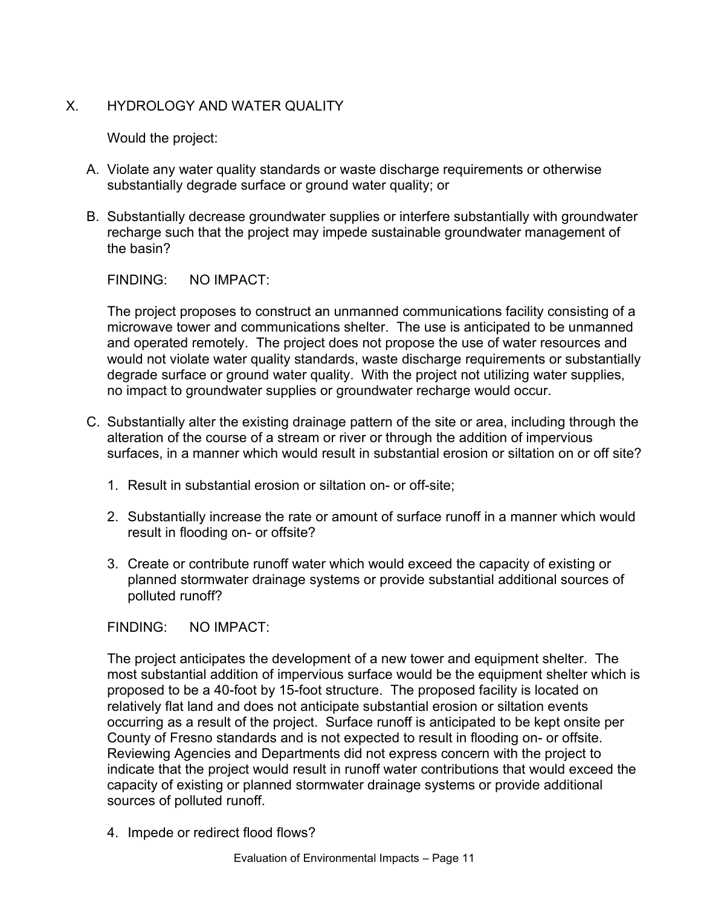## X. HYDROLOGY AND WATER QUALITY

Would the project:

A. Violate any water quality standards or waste discharge requirements or otherwise substantially degrade surface or ground water quality; or

B. Substantially decrease groundwater supplies or interfere substantially with groundwater recharge such that the project may impede sustainable groundwater management of the basin?

FINDING: NO IMPACT:

The project proposes to construct an unmanned communications facility consisting of a microwave tower and communications shelter. The use is anticipated to be unmanned and operated remotely. The project does not propose the use of water resources and would not violate water quality standards, waste discharge requirements or substantially degrade surface or ground water quality. With the project not utilizing water supplies, no impact to groundwater supplies or groundwater recharge would occur.

C. Substantially alter the existing drainage pattern of the site or area, including through the alteration of the course of a stream or river or through the addition of impervious surfaces, in a manner which would result in substantial erosion or siltation on or off site?

   1. Result in substantial erosion or siltation on- or off-site;

   2. Substantially increase the rate or amount of surface runoff in a manner which would result in flooding on- or offsite?

   3. Create or contribute runoff water which would exceed the capacity of existing or planned stormwater drainage systems or provide substantial additional sources of polluted runoff?

FINDING: NO IMPACT:

The project anticipates the development of a new tower and equipment shelter. The most substantial addition of impervious surface would be the equipment shelter which is proposed to be a 40-foot by 15-foot structure. The proposed facility is located on relatively flat land and does not anticipate substantial erosion or siltation events occurring as a result of the project. Surface runoff is anticipated to be kept onsite per County of Fresno standards and is not expected to result in flooding on- or offsite. Reviewing Agencies and Departments did not express concern with the project to indicate that the project would result in runoff water contributions that would exceed the capacity of existing or planned stormwater drainage systems or provide additional sources of polluted runoff.

   4. Impede or redirect flood flows?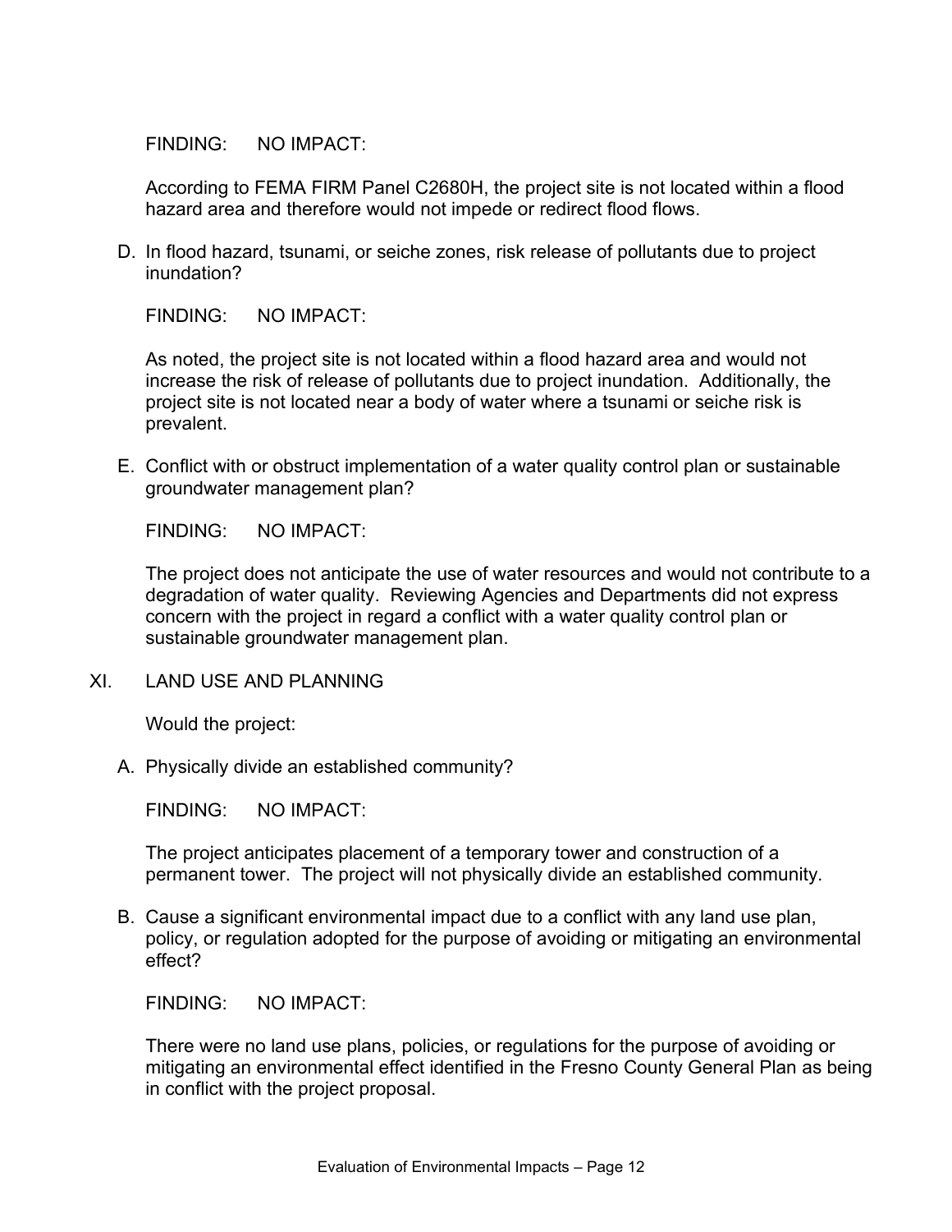FINDING: NO IMPACT:

According to FEMA FIRM Panel C2680H, the project site is not located within a flood hazard area and therefore would not impede or redirect flood flows.

D. In flood hazard, tsunami, or seiche zones, risk release of pollutants due to project inundation?

FINDING: NO IMPACT:

As noted, the project site is not located within a flood hazard area and would not increase the risk of release of pollutants due to project inundation. Additionally, the project site is not located near a body of water where a tsunami or seiche risk is prevalent.

E. Conflict with or obstruct implementation of a water quality control plan or sustainable groundwater management plan?

FINDING: NO IMPACT:

The project does not anticipate the use of water resources and would not contribute to a degradation of water quality. Reviewing Agencies and Departments did not express concern with the project in regard a conflict with a water quality control plan or sustainable groundwater management plan.

## XI. LAND USE AND PLANNING

Would the project:

A. Physically divide an established community?

FINDING: NO IMPACT:

The project anticipates placement of a temporary tower and construction of a permanent tower. The project will not physically divide an established community.

B. Cause a significant environmental impact due to a conflict with any land use plan, policy, or regulation adopted for the purpose of avoiding or mitigating an environmental effect?

FINDING: NO IMPACT:

There were no land use plans, policies, or regulations for the purpose of avoiding or mitigating an environmental effect identified in the Fresno County General Plan as being in conflict with the project proposal.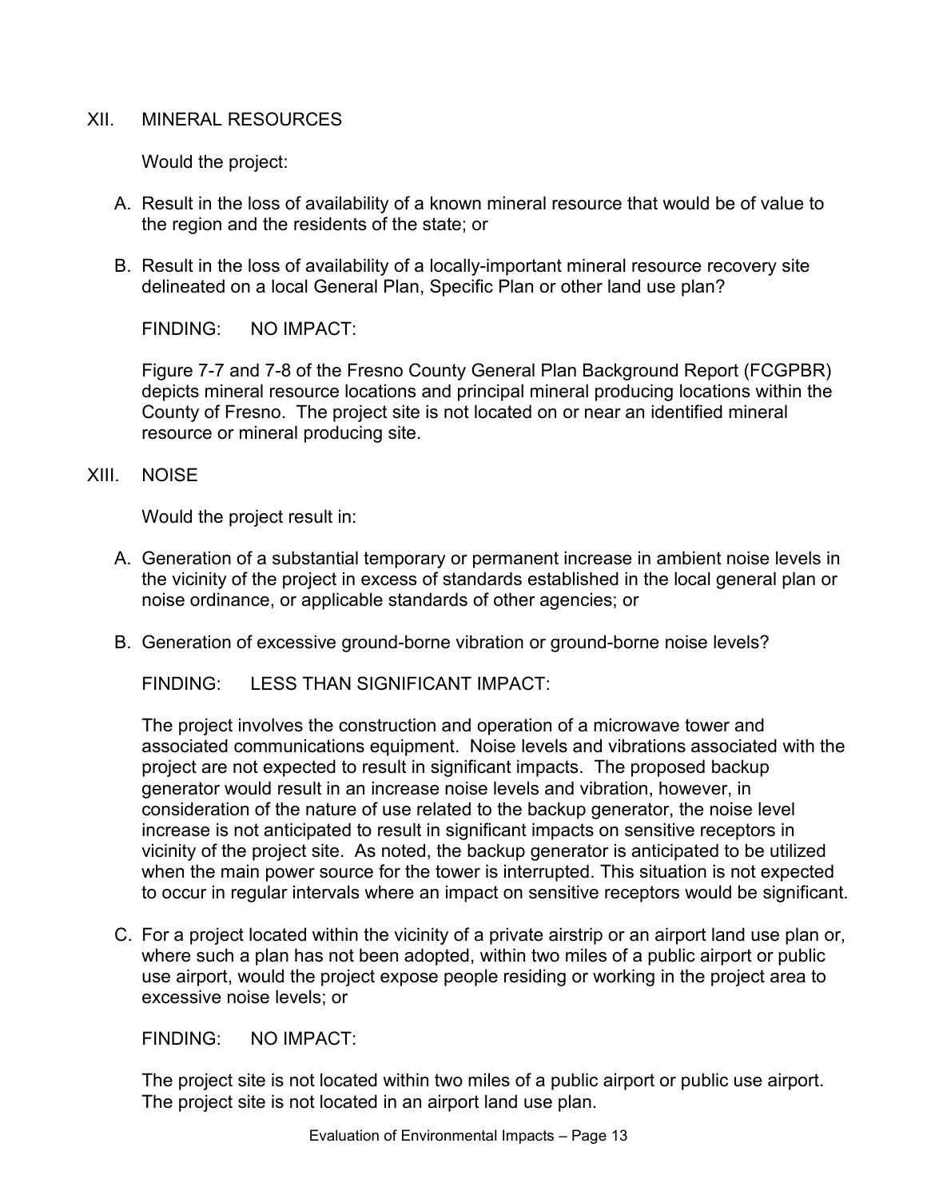## XII. MINERAL RESOURCES

Would the project:

A. Result in the loss of availability of a known mineral resource that would be of value to the region and the residents of the state; or

B. Result in the loss of availability of a locally-important mineral resource recovery site delineated on a local General Plan, Specific Plan or other land use plan?

FINDING: NO IMPACT:

Figure 7-7 and 7-8 of the Fresno County General Plan Background Report (FCGPBR) depicts mineral resource locations and principal mineral producing locations within the County of Fresno. The project site is not located on or near an identified mineral resource or mineral producing site.

## XIII. NOISE

Would the project result in:

A. Generation of a substantial temporary or permanent increase in ambient noise levels in the vicinity of the project in excess of standards established in the local general plan or noise ordinance, or applicable standards of other agencies; or

B. Generation of excessive ground-borne vibration or ground-borne noise levels?

FINDING: LESS THAN SIGNIFICANT IMPACT:

The project involves the construction and operation of a microwave tower and associated communications equipment. Noise levels and vibrations associated with the project are not expected to result in significant impacts. The proposed backup generator would result in an increase noise levels and vibration, however, in consideration of the nature of use related to the backup generator, the noise level increase is not anticipated to result in significant impacts on sensitive receptors in vicinity of the project site. As noted, the backup generator is anticipated to be utilized when the main power source for the tower is interrupted. This situation is not expected to occur in regular intervals where an impact on sensitive receptors would be significant.

C. For a project located within the vicinity of a private airstrip or an airport land use plan or, where such a plan has not been adopted, within two miles of a public airport or public use airport, would the project expose people residing or working in the project area to excessive noise levels; or

FINDING: NO IMPACT:

The project site is not located within two miles of a public airport or public use airport. The project site is not located in an airport land use plan.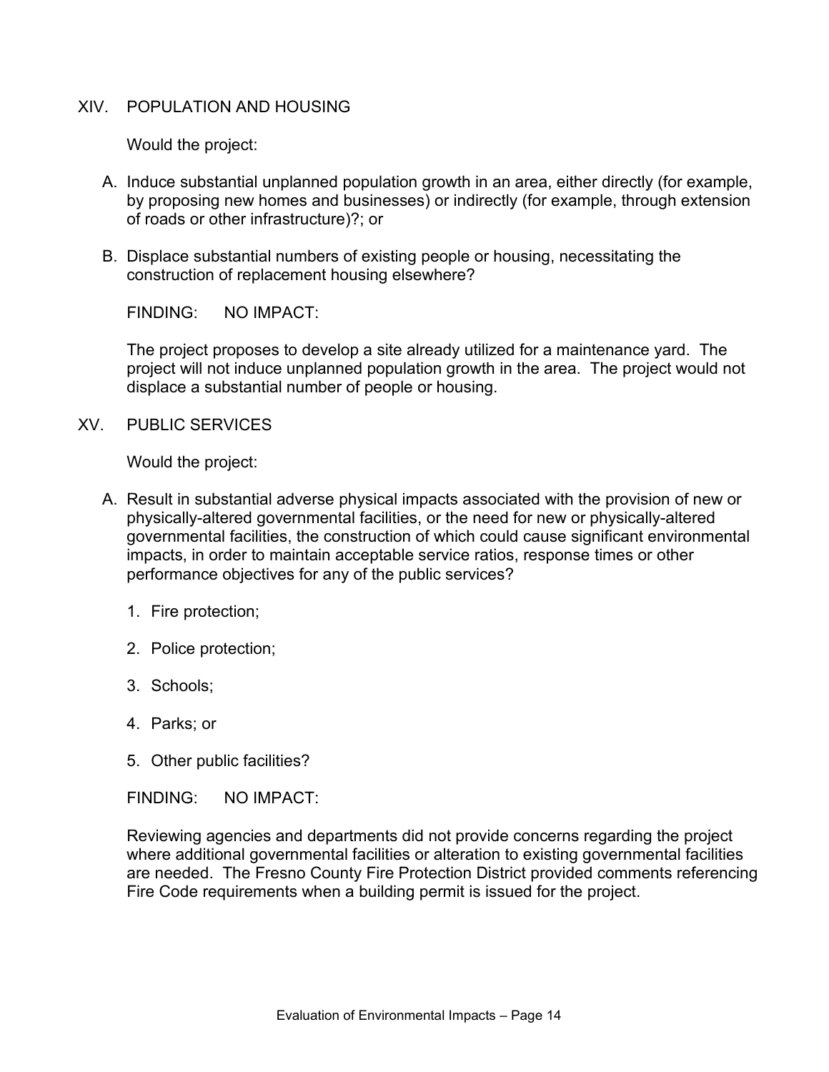## XIV. POPULATION AND HOUSING

Would the project:

A. Induce substantial unplanned population growth in an area, either directly (for example, by proposing new homes and businesses) or indirectly (for example, through extension of roads or other infrastructure)?; or

B. Displace substantial numbers of existing people or housing, necessitating the construction of replacement housing elsewhere?

FINDING: NO IMPACT:

The project proposes to develop a site already utilized for a maintenance yard. The project will not induce unplanned population growth in the area. The project would not displace a substantial number of people or housing.

## XV. PUBLIC SERVICES

Would the project:

A. Result in substantial adverse physical impacts associated with the provision of new or physically-altered governmental facilities, or the need for new or physically-altered governmental facilities, the construction of which could cause significant environmental impacts, in order to maintain acceptable service ratios, response times or other performance objectives for any of the public services?

   1. Fire protection;
   2. Police protection;
   3. Schools;
   4. Parks; or
   5. Other public facilities?

FINDING: NO IMPACT:

Reviewing agencies and departments did not provide concerns regarding the project where additional governmental facilities or alteration to existing governmental facilities are needed. The Fresno County Fire Protection District provided comments referencing Fire Code requirements when a building permit is issued for the project.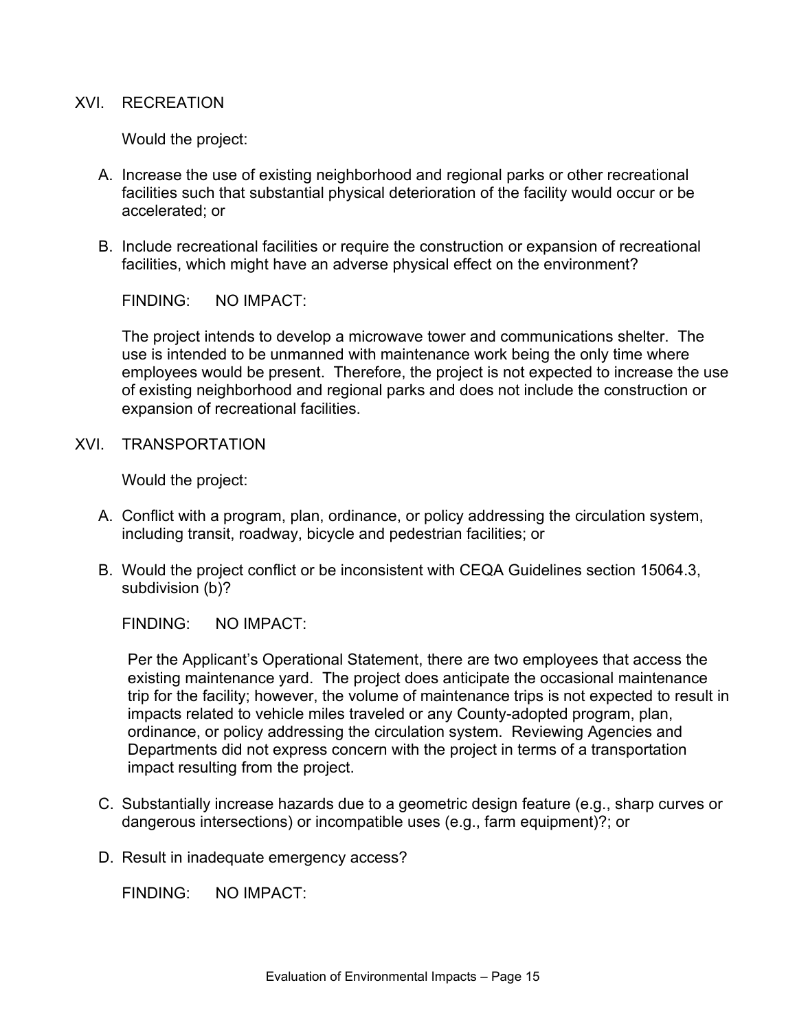## XVI. RECREATION

Would the project:

A. Increase the use of existing neighborhood and regional parks or other recreational facilities such that substantial physical deterioration of the facility would occur or be accelerated; or

B. Include recreational facilities or require the construction or expansion of recreational facilities, which might have an adverse physical effect on the environment?

FINDING: NO IMPACT:

The project intends to develop a microwave tower and communications shelter. The use is intended to be unmanned with maintenance work being the only time where employees would be present. Therefore, the project is not expected to increase the use of existing neighborhood and regional parks and does not include the construction or expansion of recreational facilities.

## XVI. TRANSPORTATION

Would the project:

A. Conflict with a program, plan, ordinance, or policy addressing the circulation system, including transit, roadway, bicycle and pedestrian facilities; or

B. Would the project conflict or be inconsistent with CEQA Guidelines section 15064.3, subdivision (b)?

FINDING: NO IMPACT:

Per the Applicant's Operational Statement, there are two employees that access the existing maintenance yard. The project does anticipate the occasional maintenance trip for the facility; however, the volume of maintenance trips is not expected to result in impacts related to vehicle miles traveled or any County-adopted program, plan, ordinance, or policy addressing the circulation system. Reviewing Agencies and Departments did not express concern with the project in terms of a transportation impact resulting from the project.

C. Substantially increase hazards due to a geometric design feature (e.g., sharp curves or dangerous intersections) or incompatible uses (e.g., farm equipment)?; or

D. Result in inadequate emergency access?

FINDING: NO IMPACT: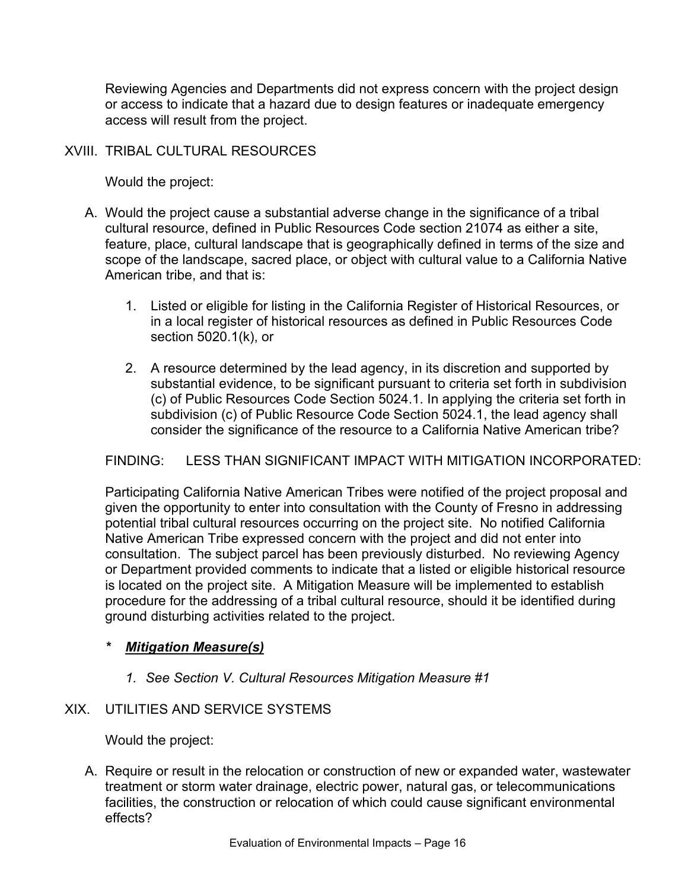Reviewing Agencies and Departments did not express concern with the project design or access to indicate that a hazard due to design features or inadequate emergency access will result from the project.

## XVIII. TRIBAL CULTURAL RESOURCES

Would the project:

A. Would the project cause a substantial adverse change in the significance of a tribal cultural resource, defined in Public Resources Code section 21074 as either a site, feature, place, cultural landscape that is geographically defined in terms of the size and scope of the landscape, sacred place, or object with cultural value to a California Native American tribe, and that is:

   1. Listed or eligible for listing in the California Register of Historical Resources, or in a local register of historical resources as defined in Public Resources Code section 5020.1(k), or

   2. A resource determined by the lead agency, in its discretion and supported by substantial evidence, to be significant pursuant to criteria set forth in subdivision (c) of Public Resources Code Section 5024.1. In applying the criteria set forth in subdivision (c) of Public Resource Code Section 5024.1, the lead agency shall consider the significance of the resource to a California Native American tribe?

FINDING: LESS THAN SIGNIFICANT IMPACT WITH MITIGATION INCORPORATED:

Participating California Native American Tribes were notified of the project proposal and given the opportunity to enter into consultation with the County of Fresno in addressing potential tribal cultural resources occurring on the project site. No notified California Native American Tribe expressed concern with the project and did not enter into consultation. The subject parcel has been previously disturbed. No reviewing Agency or Department provided comments to indicate that a listed or eligible historical resource is located on the project site. A Mitigation Measure will be implemented to establish procedure for the addressing of a tribal cultural resource, should it be identified during ground disturbing activities related to the project.

*\* **Mitigation Measure(s)***

*1. See Section V. Cultural Resources Mitigation Measure #1*

## XIX. UTILITIES AND SERVICE SYSTEMS

Would the project:

A. Require or result in the relocation or construction of new or expanded water, wastewater treatment or storm water drainage, electric power, natural gas, or telecommunications facilities, the construction or relocation of which could cause significant environmental effects?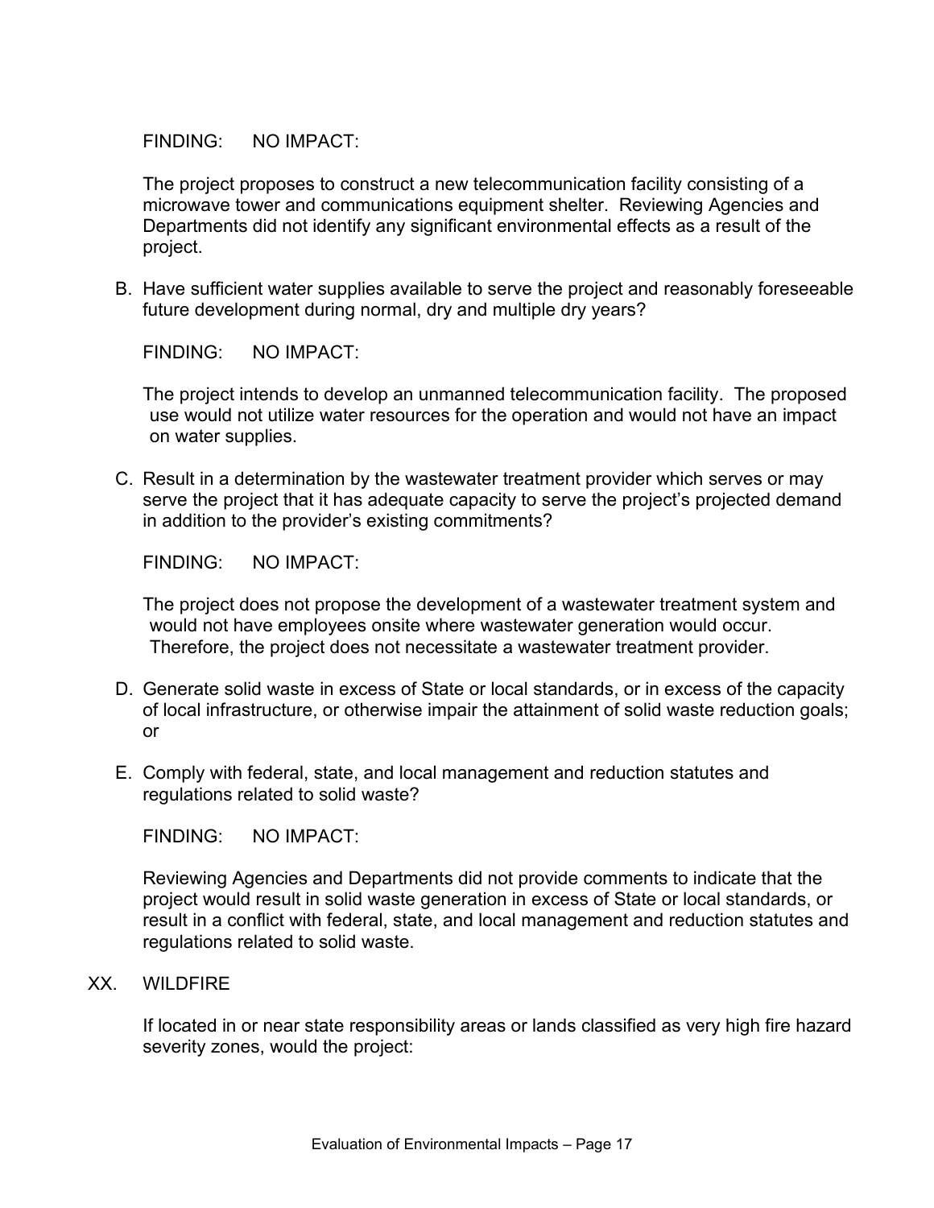FINDING: NO IMPACT:

The project proposes to construct a new telecommunication facility consisting of a microwave tower and communications equipment shelter. Reviewing Agencies and Departments did not identify any significant environmental effects as a result of the project.

B. Have sufficient water supplies available to serve the project and reasonably foreseeable future development during normal, dry and multiple dry years?

FINDING: NO IMPACT:

The project intends to develop an unmanned telecommunication facility. The proposed use would not utilize water resources for the operation and would not have an impact on water supplies.

C. Result in a determination by the wastewater treatment provider which serves or may serve the project that it has adequate capacity to serve the project's projected demand in addition to the provider's existing commitments?

FINDING: NO IMPACT:

The project does not propose the development of a wastewater treatment system and would not have employees onsite where wastewater generation would occur. Therefore, the project does not necessitate a wastewater treatment provider.

D. Generate solid waste in excess of State or local standards, or in excess of the capacity of local infrastructure, or otherwise impair the attainment of solid waste reduction goals; or

E. Comply with federal, state, and local management and reduction statutes and regulations related to solid waste?

FINDING: NO IMPACT:

Reviewing Agencies and Departments did not provide comments to indicate that the project would result in solid waste generation in excess of State or local standards, or result in a conflict with federal, state, and local management and reduction statutes and regulations related to solid waste.

## XX. WILDFIRE

If located in or near state responsibility areas or lands classified as very high fire hazard severity zones, would the project: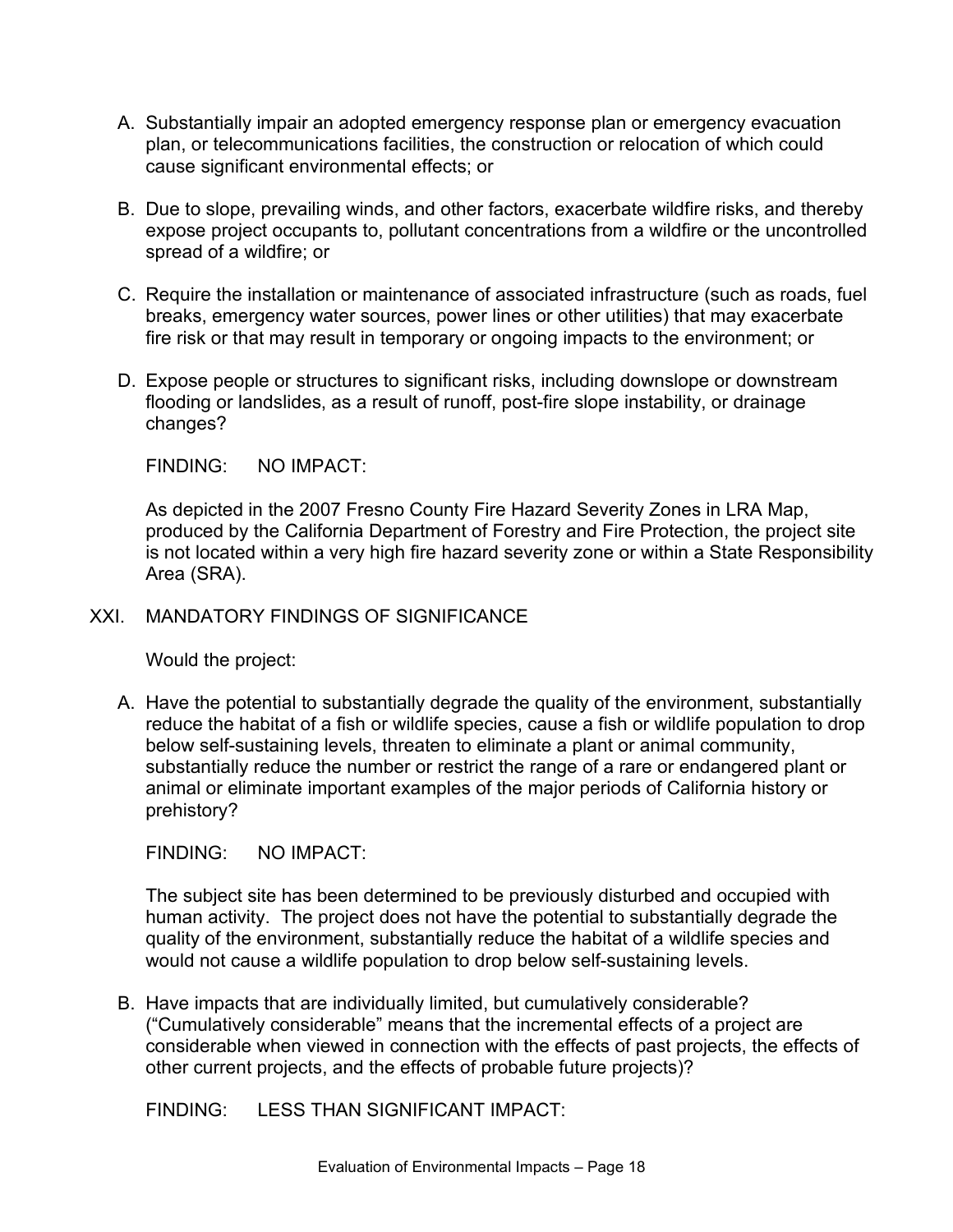A. Substantially impair an adopted emergency response plan or emergency evacuation plan, or telecommunications facilities, the construction or relocation of which could cause significant environmental effects; or

B. Due to slope, prevailing winds, and other factors, exacerbate wildfire risks, and thereby expose project occupants to, pollutant concentrations from a wildfire or the uncontrolled spread of a wildfire; or

C. Require the installation or maintenance of associated infrastructure (such as roads, fuel breaks, emergency water sources, power lines or other utilities) that may exacerbate fire risk or that may result in temporary or ongoing impacts to the environment; or

D. Expose people or structures to significant risks, including downslope or downstream flooding or landslides, as a result of runoff, post-fire slope instability, or drainage changes?

FINDING: NO IMPACT:

As depicted in the 2007 Fresno County Fire Hazard Severity Zones in LRA Map, produced by the California Department of Forestry and Fire Protection, the project site is not located within a very high fire hazard severity zone or within a State Responsibility Area (SRA).

## XXI. MANDATORY FINDINGS OF SIGNIFICANCE

Would the project:

A. Have the potential to substantially degrade the quality of the environment, substantially reduce the habitat of a fish or wildlife species, cause a fish or wildlife population to drop below self-sustaining levels, threaten to eliminate a plant or animal community, substantially reduce the number or restrict the range of a rare or endangered plant or animal or eliminate important examples of the major periods of California history or prehistory?

FINDING: NO IMPACT:

The subject site has been determined to be previously disturbed and occupied with human activity. The project does not have the potential to substantially degrade the quality of the environment, substantially reduce the habitat of a wildlife species and would not cause a wildlife population to drop below self-sustaining levels.

B. Have impacts that are individually limited, but cumulatively considerable? ("Cumulatively considerable" means that the incremental effects of a project are considerable when viewed in connection with the effects of past projects, the effects of other current projects, and the effects of probable future projects)?

FINDING: LESS THAN SIGNIFICANT IMPACT: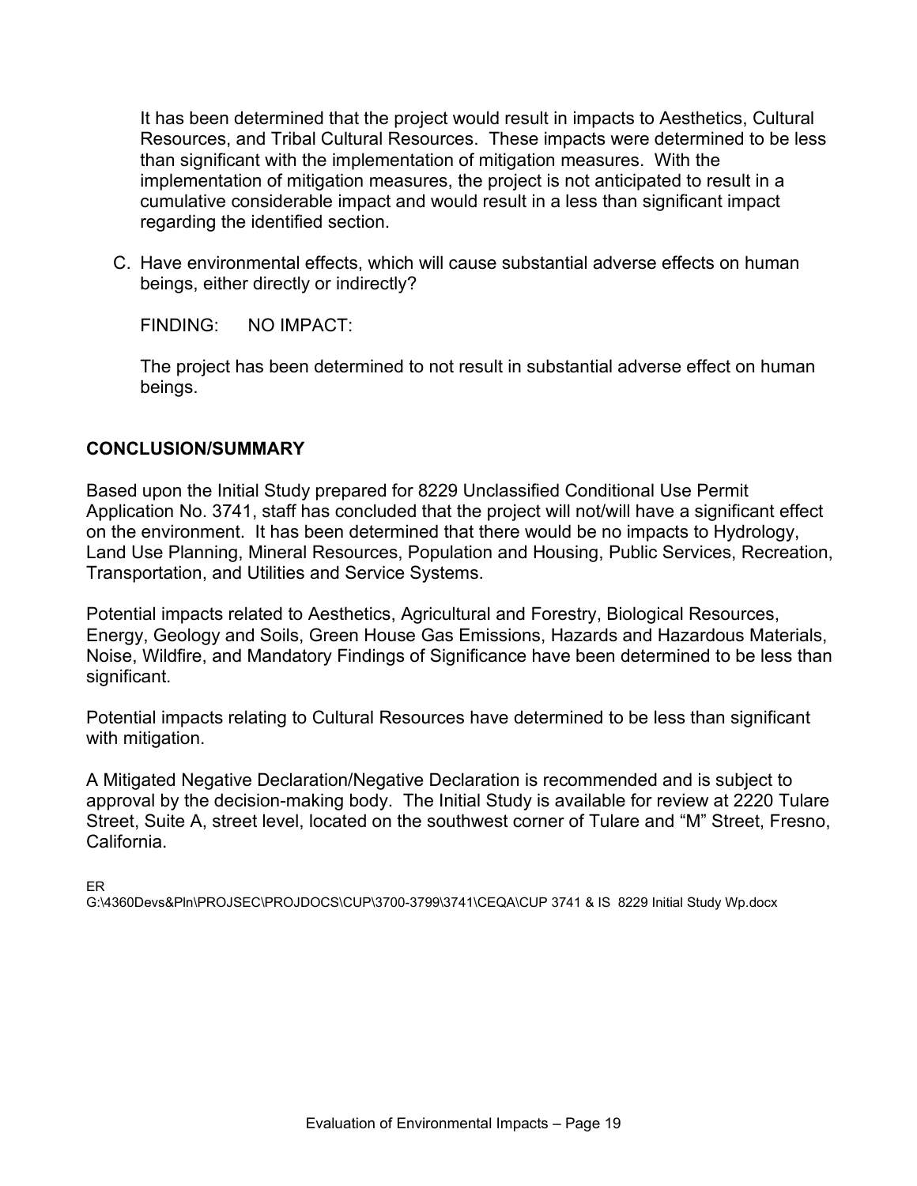It has been determined that the project would result in impacts to Aesthetics, Cultural Resources, and Tribal Cultural Resources. These impacts were determined to be less than significant with the implementation of mitigation measures. With the implementation of mitigation measures, the project is not anticipated to result in a cumulative considerable impact and would result in a less than significant impact regarding the identified section.

C. Have environmental effects, which will cause substantial adverse effects on human beings, either directly or indirectly?

   FINDING: NO IMPACT:

   The project has been determined to not result in substantial adverse effect on human beings.

**CONCLUSION/SUMMARY**

Based upon the Initial Study prepared for 8229 Unclassified Conditional Use Permit Application No. 3741, staff has concluded that the project will not/will have a significant effect on the environment. It has been determined that there would be no impacts to Hydrology, Land Use Planning, Mineral Resources, Population and Housing, Public Services, Recreation, Transportation, and Utilities and Service Systems.

Potential impacts related to Aesthetics, Agricultural and Forestry, Biological Resources, Energy, Geology and Soils, Green House Gas Emissions, Hazards and Hazardous Materials, Noise, Wildfire, and Mandatory Findings of Significance have been determined to be less than significant.

Potential impacts relating to Cultural Resources have determined to be less than significant with mitigation.

A Mitigated Negative Declaration/Negative Declaration is recommended and is subject to approval by the decision-making body. The Initial Study is available for review at 2220 Tulare Street, Suite A, street level, located on the southwest corner of Tulare and "M" Street, Fresno, California.

ER
G:\4360Devs&Pln\PROJSEC\PROJDOCS\CUP\3700-3799\3741\CEQA\CUP 3741 & IS 8229 Initial Study Wp.docx